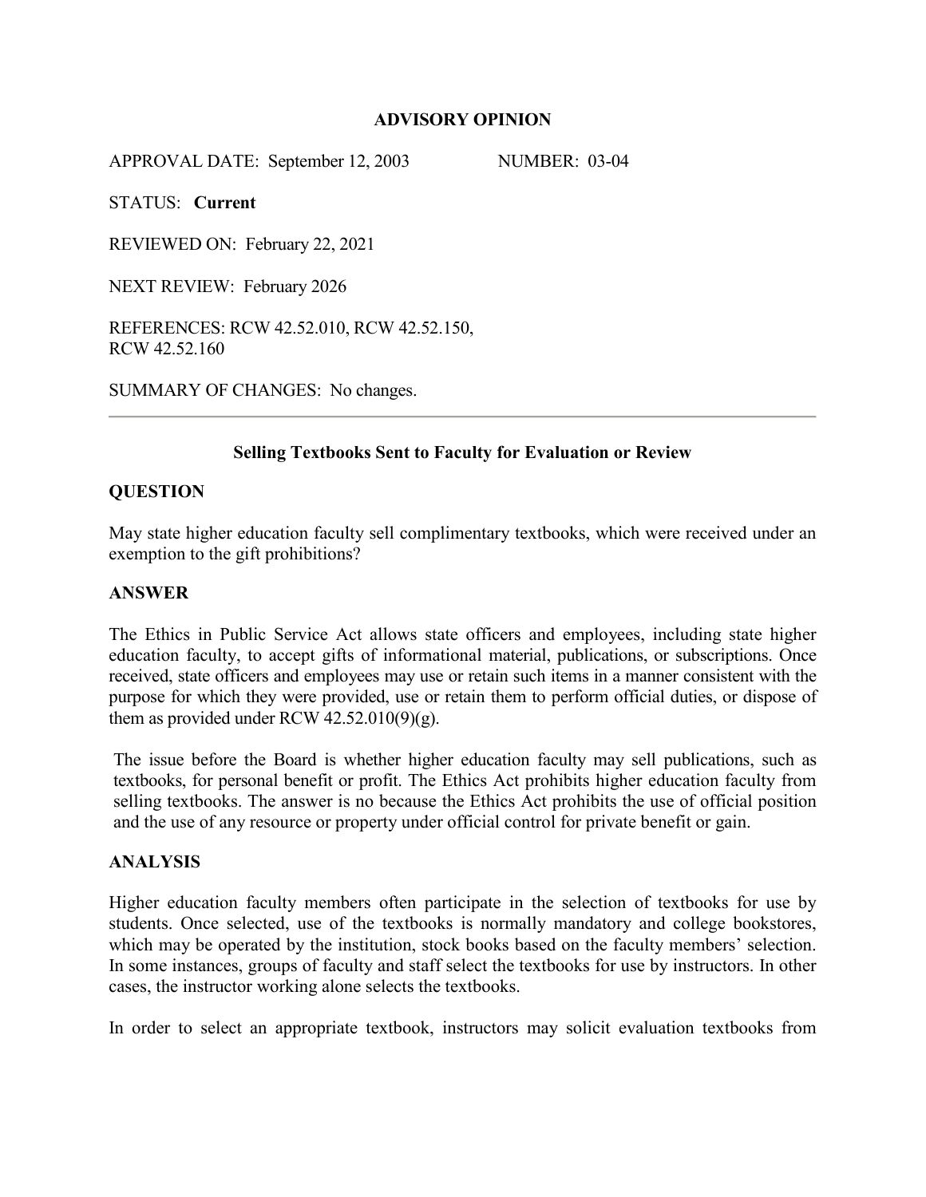**ADVISORY OPINION**

APPROVAL DATE: September 12, 2003 NUMBER: 03-04

STATUS: **Current**

REVIEWED ON: February 22, 2021

NEXT REVIEW: February 2026

REFERENCES: RCW 42.52.010, RCW 42.52.150, RCW 42.52.160

SUMMARY OF CHANGES: No changes.

---

**Selling Textbooks Sent to Faculty for Evaluation or Review**

## QUESTION

May state higher education faculty sell complimentary textbooks, which were received under an exemption to the gift prohibitions?

## ANSWER

The Ethics in Public Service Act allows state officers and employees, including state higher education faculty, to accept gifts of informational material, publications, or subscriptions. Once received, state officers and employees may use or retain such items in a manner consistent with the purpose for which they were provided, use or retain them to perform official duties, or dispose of them as provided under RCW 42.52.010(9)(g).

The issue before the Board is whether higher education faculty may sell publications, such as textbooks, for personal benefit or profit. The Ethics Act prohibits higher education faculty from selling textbooks. The answer is no because the Ethics Act prohibits the use of official position and the use of any resource or property under official control for private benefit or gain.

## ANALYSIS

Higher education faculty members often participate in the selection of textbooks for use by students. Once selected, use of the textbooks is normally mandatory and college bookstores, which may be operated by the institution, stock books based on the faculty members' selection. In some instances, groups of faculty and staff select the textbooks for use by instructors. In other cases, the instructor working alone selects the textbooks.

In order to select an appropriate textbook, instructors may solicit evaluation textbooks from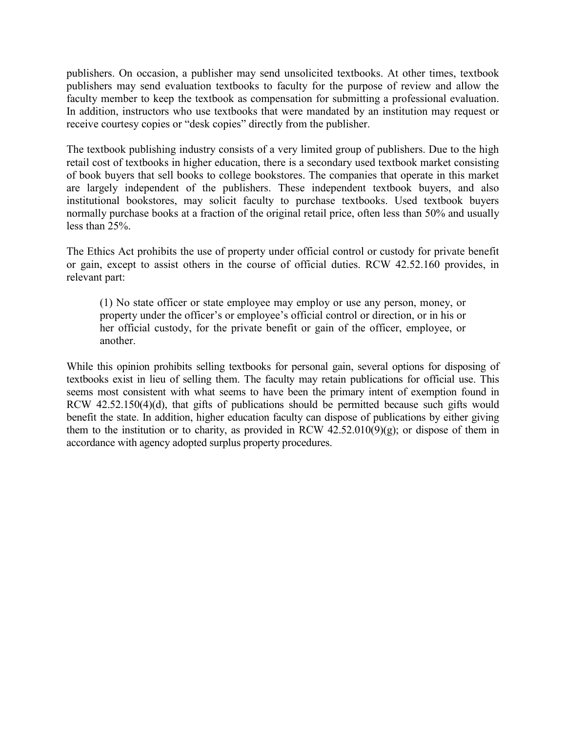publishers. On occasion, a publisher may send unsolicited textbooks. At other times, textbook publishers may send evaluation textbooks to faculty for the purpose of review and allow the faculty member to keep the textbook as compensation for submitting a professional evaluation. In addition, instructors who use textbooks that were mandated by an institution may request or receive courtesy copies or "desk copies" directly from the publisher.

The textbook publishing industry consists of a very limited group of publishers. Due to the high retail cost of textbooks in higher education, there is a secondary used textbook market consisting of book buyers that sell books to college bookstores. The companies that operate in this market are largely independent of the publishers. These independent textbook buyers, and also institutional bookstores, may solicit faculty to purchase textbooks. Used textbook buyers normally purchase books at a fraction of the original retail price, often less than 50% and usually less than 25%.

The Ethics Act prohibits the use of property under official control or custody for private benefit or gain, except to assist others in the course of official duties. RCW 42.52.160 provides, in relevant part:

> (1) No state officer or state employee may employ or use any person, money, or property under the officer's or employee's official control or direction, or in his or her official custody, for the private benefit or gain of the officer, employee, or another.

While this opinion prohibits selling textbooks for personal gain, several options for disposing of textbooks exist in lieu of selling them. The faculty may retain publications for official use. This seems most consistent with what seems to have been the primary intent of exemption found in RCW 42.52.150(4)(d), that gifts of publications should be permitted because such gifts would benefit the state. In addition, higher education faculty can dispose of publications by either giving them to the institution or to charity, as provided in RCW 42.52.010(9)(g); or dispose of them in accordance with agency adopted surplus property procedures.